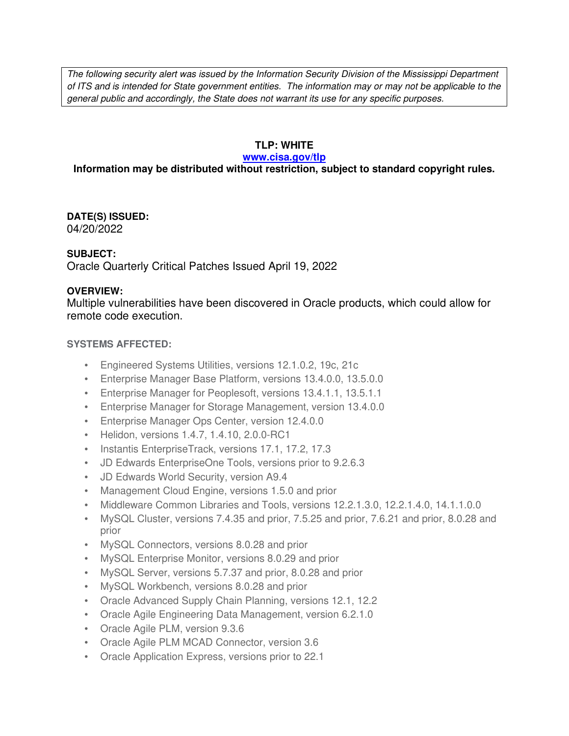*The following security alert was issued by the Information Security Division of the Mississippi Department of ITS and is intended for State government entities. The information may or may not be applicable to the general public and accordingly, the State does not warrant its use for any specific purposes.*

**TLP: WHITE**

**[www.cisa.gov/tlp](http://www.cisa.gov/tlp)**

**Information may be distributed without restriction, subject to standard copyright rules.**

**DATE(S) ISSUED:**

04/20/2022

**SUBJECT:**

Oracle Quarterly Critical Patches Issued April 19, 2022

**OVERVIEW:**

Multiple vulnerabilities have been discovered in Oracle products, which could allow for remote code execution.

**SYSTEMS AFFECTED:**

- Engineered Systems Utilities, versions 12.1.0.2, 19c, 21c
- Enterprise Manager Base Platform, versions 13.4.0.0, 13.5.0.0
- Enterprise Manager for Peoplesoft, versions 13.4.1.1, 13.5.1.1
- Enterprise Manager for Storage Management, version 13.4.0.0
- Enterprise Manager Ops Center, version 12.4.0.0
- Helidon, versions 1.4.7, 1.4.10, 2.0.0-RC1
- Instantis EnterpriseTrack, versions 17.1, 17.2, 17.3
- JD Edwards EnterpriseOne Tools, versions prior to 9.2.6.3
- JD Edwards World Security, version A9.4
- Management Cloud Engine, versions 1.5.0 and prior
- Middleware Common Libraries and Tools, versions 12.2.1.3.0, 12.2.1.4.0, 14.1.1.0.0
- MySQL Cluster, versions 7.4.35 and prior, 7.5.25 and prior, 7.6.21 and prior, 8.0.28 and prior
- MySQL Connectors, versions 8.0.28 and prior
- MySQL Enterprise Monitor, versions 8.0.29 and prior
- MySQL Server, versions 5.7.37 and prior, 8.0.28 and prior
- MySQL Workbench, versions 8.0.28 and prior
- Oracle Advanced Supply Chain Planning, versions 12.1, 12.2
- Oracle Agile Engineering Data Management, version 6.2.1.0
- Oracle Agile PLM, version 9.3.6
- Oracle Agile PLM MCAD Connector, version 3.6
- Oracle Application Express, versions prior to 22.1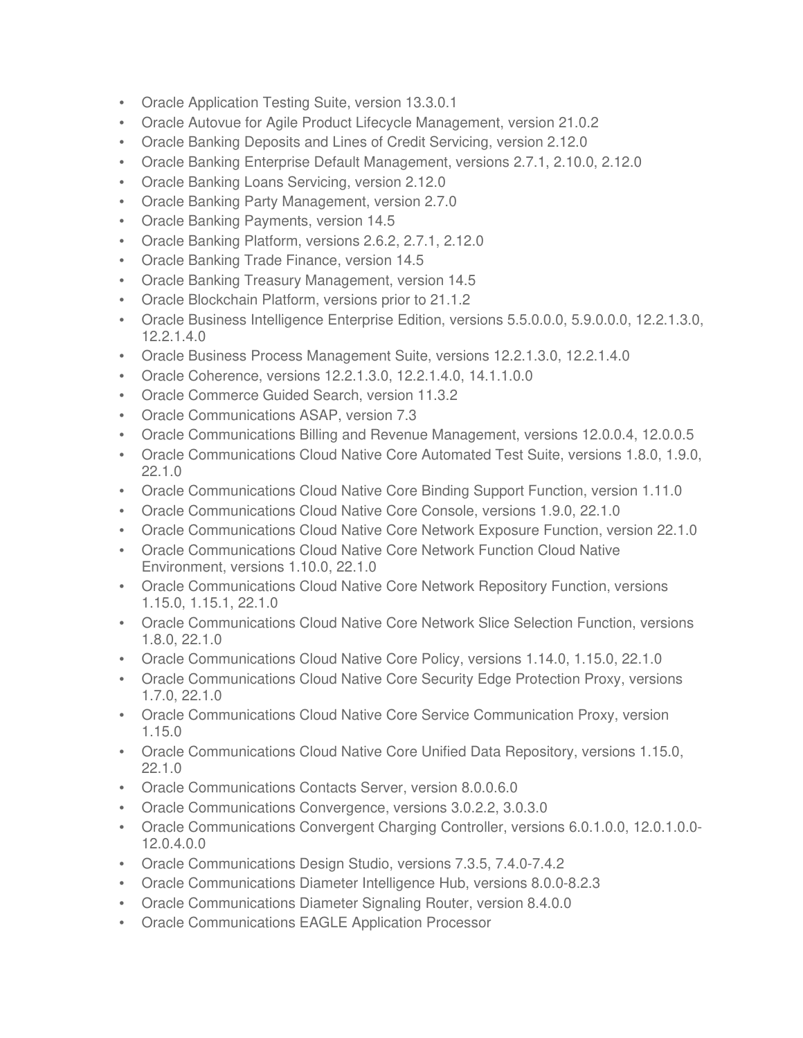- Oracle Application Testing Suite, version 13.3.0.1
- Oracle Autovue for Agile Product Lifecycle Management, version 21.0.2
- Oracle Banking Deposits and Lines of Credit Servicing, version 2.12.0
- Oracle Banking Enterprise Default Management, versions 2.7.1, 2.10.0, 2.12.0
- Oracle Banking Loans Servicing, version 2.12.0
- Oracle Banking Party Management, version 2.7.0
- Oracle Banking Payments, version 14.5
- Oracle Banking Platform, versions 2.6.2, 2.7.1, 2.12.0
- Oracle Banking Trade Finance, version 14.5
- Oracle Banking Treasury Management, version 14.5
- Oracle Blockchain Platform, versions prior to 21.1.2
- Oracle Business Intelligence Enterprise Edition, versions 5.5.0.0.0, 5.9.0.0.0, 12.2.1.3.0, 12.2.1.4.0
- Oracle Business Process Management Suite, versions 12.2.1.3.0, 12.2.1.4.0
- Oracle Coherence, versions 12.2.1.3.0, 12.2.1.4.0, 14.1.1.0.0
- Oracle Commerce Guided Search, version 11.3.2
- Oracle Communications ASAP, version 7.3
- Oracle Communications Billing and Revenue Management, versions 12.0.0.4, 12.0.0.5
- Oracle Communications Cloud Native Core Automated Test Suite, versions 1.8.0, 1.9.0, 22.1.0
- Oracle Communications Cloud Native Core Binding Support Function, version 1.11.0
- Oracle Communications Cloud Native Core Console, versions 1.9.0, 22.1.0
- Oracle Communications Cloud Native Core Network Exposure Function, version 22.1.0
- Oracle Communications Cloud Native Core Network Function Cloud Native Environment, versions 1.10.0, 22.1.0
- Oracle Communications Cloud Native Core Network Repository Function, versions 1.15.0, 1.15.1, 22.1.0
- Oracle Communications Cloud Native Core Network Slice Selection Function, versions 1.8.0, 22.1.0
- Oracle Communications Cloud Native Core Policy, versions 1.14.0, 1.15.0, 22.1.0
- Oracle Communications Cloud Native Core Security Edge Protection Proxy, versions 1.7.0, 22.1.0
- Oracle Communications Cloud Native Core Service Communication Proxy, version 1.15.0
- Oracle Communications Cloud Native Core Unified Data Repository, versions 1.15.0, 22.1.0
- Oracle Communications Contacts Server, version 8.0.0.6.0
- Oracle Communications Convergence, versions 3.0.2.2, 3.0.3.0
- Oracle Communications Convergent Charging Controller, versions 6.0.1.0.0, 12.0.1.0.0-12.0.4.0.0
- Oracle Communications Design Studio, versions 7.3.5, 7.4.0-7.4.2
- Oracle Communications Diameter Intelligence Hub, versions 8.0.0-8.2.3
- Oracle Communications Diameter Signaling Router, version 8.4.0.0
- Oracle Communications EAGLE Application Processor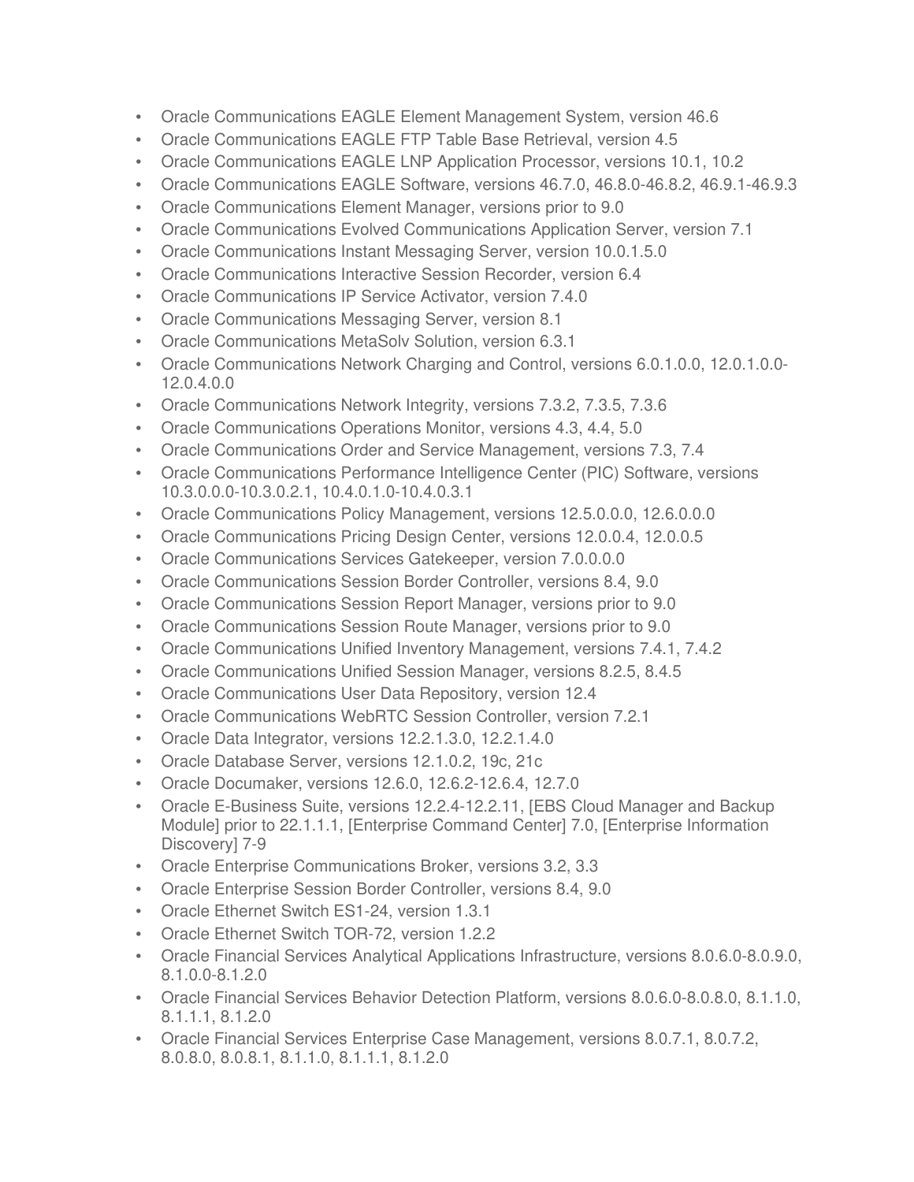- Oracle Communications EAGLE Element Management System, version 46.6
- Oracle Communications EAGLE FTP Table Base Retrieval, version 4.5
- Oracle Communications EAGLE LNP Application Processor, versions 10.1, 10.2
- Oracle Communications EAGLE Software, versions 46.7.0, 46.8.0-46.8.2, 46.9.1-46.9.3
- Oracle Communications Element Manager, versions prior to 9.0
- Oracle Communications Evolved Communications Application Server, version 7.1
- Oracle Communications Instant Messaging Server, version 10.0.1.5.0
- Oracle Communications Interactive Session Recorder, version 6.4
- Oracle Communications IP Service Activator, version 7.4.0
- Oracle Communications Messaging Server, version 8.1
- Oracle Communications MetaSolv Solution, version 6.3.1
- Oracle Communications Network Charging and Control, versions 6.0.1.0.0, 12.0.1.0.0-12.0.4.0.0
- Oracle Communications Network Integrity, versions 7.3.2, 7.3.5, 7.3.6
- Oracle Communications Operations Monitor, versions 4.3, 4.4, 5.0
- Oracle Communications Order and Service Management, versions 7.3, 7.4
- Oracle Communications Performance Intelligence Center (PIC) Software, versions 10.3.0.0.0-10.3.0.2.1, 10.4.0.1.0-10.4.0.3.1
- Oracle Communications Policy Management, versions 12.5.0.0.0, 12.6.0.0.0
- Oracle Communications Pricing Design Center, versions 12.0.0.4, 12.0.0.5
- Oracle Communications Services Gatekeeper, version 7.0.0.0.0
- Oracle Communications Session Border Controller, versions 8.4, 9.0
- Oracle Communications Session Report Manager, versions prior to 9.0
- Oracle Communications Session Route Manager, versions prior to 9.0
- Oracle Communications Unified Inventory Management, versions 7.4.1, 7.4.2
- Oracle Communications Unified Session Manager, versions 8.2.5, 8.4.5
- Oracle Communications User Data Repository, version 12.4
- Oracle Communications WebRTC Session Controller, version 7.2.1
- Oracle Data Integrator, versions 12.2.1.3.0, 12.2.1.4.0
- Oracle Database Server, versions 12.1.0.2, 19c, 21c
- Oracle Documaker, versions 12.6.0, 12.6.2-12.6.4, 12.7.0
- Oracle E-Business Suite, versions 12.2.4-12.2.11, [EBS Cloud Manager and Backup Module] prior to 22.1.1.1, [Enterprise Command Center] 7.0, [Enterprise Information Discovery] 7-9
- Oracle Enterprise Communications Broker, versions 3.2, 3.3
- Oracle Enterprise Session Border Controller, versions 8.4, 9.0
- Oracle Ethernet Switch ES1-24, version 1.3.1
- Oracle Ethernet Switch TOR-72, version 1.2.2
- Oracle Financial Services Analytical Applications Infrastructure, versions 8.0.6.0-8.0.9.0, 8.1.0.0-8.1.2.0
- Oracle Financial Services Behavior Detection Platform, versions 8.0.6.0-8.0.8.0, 8.1.1.0, 8.1.1.1, 8.1.2.0
- Oracle Financial Services Enterprise Case Management, versions 8.0.7.1, 8.0.7.2, 8.0.8.0, 8.0.8.1, 8.1.1.0, 8.1.1.1, 8.1.2.0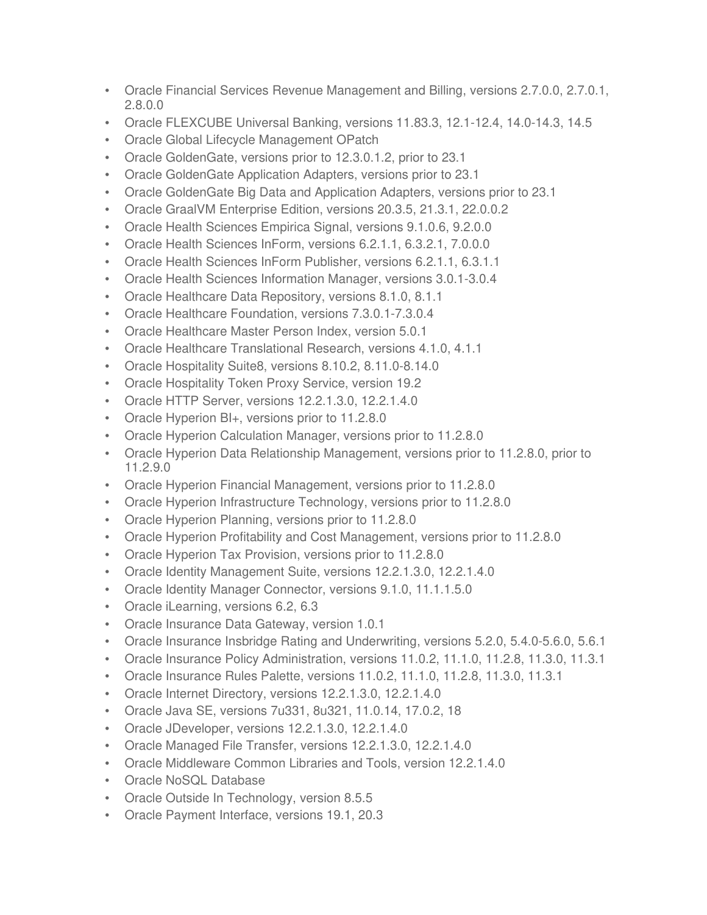- Oracle Financial Services Revenue Management and Billing, versions 2.7.0.0, 2.7.0.1, 2.8.0.0
- Oracle FLEXCUBE Universal Banking, versions 11.83.3, 12.1-12.4, 14.0-14.3, 14.5
- Oracle Global Lifecycle Management OPatch
- Oracle GoldenGate, versions prior to 12.3.0.1.2, prior to 23.1
- Oracle GoldenGate Application Adapters, versions prior to 23.1
- Oracle GoldenGate Big Data and Application Adapters, versions prior to 23.1
- Oracle GraalVM Enterprise Edition, versions 20.3.5, 21.3.1, 22.0.0.2
- Oracle Health Sciences Empirica Signal, versions 9.1.0.6, 9.2.0.0
- Oracle Health Sciences InForm, versions 6.2.1.1, 6.3.2.1, 7.0.0.0
- Oracle Health Sciences InForm Publisher, versions 6.2.1.1, 6.3.1.1
- Oracle Health Sciences Information Manager, versions 3.0.1-3.0.4
- Oracle Healthcare Data Repository, versions 8.1.0, 8.1.1
- Oracle Healthcare Foundation, versions 7.3.0.1-7.3.0.4
- Oracle Healthcare Master Person Index, version 5.0.1
- Oracle Healthcare Translational Research, versions 4.1.0, 4.1.1
- Oracle Hospitality Suite8, versions 8.10.2, 8.11.0-8.14.0
- Oracle Hospitality Token Proxy Service, version 19.2
- Oracle HTTP Server, versions 12.2.1.3.0, 12.2.1.4.0
- Oracle Hyperion BI+, versions prior to 11.2.8.0
- Oracle Hyperion Calculation Manager, versions prior to 11.2.8.0
- Oracle Hyperion Data Relationship Management, versions prior to 11.2.8.0, prior to 11.2.9.0
- Oracle Hyperion Financial Management, versions prior to 11.2.8.0
- Oracle Hyperion Infrastructure Technology, versions prior to 11.2.8.0
- Oracle Hyperion Planning, versions prior to 11.2.8.0
- Oracle Hyperion Profitability and Cost Management, versions prior to 11.2.8.0
- Oracle Hyperion Tax Provision, versions prior to 11.2.8.0
- Oracle Identity Management Suite, versions 12.2.1.3.0, 12.2.1.4.0
- Oracle Identity Manager Connector, versions 9.1.0, 11.1.1.5.0
- Oracle iLearning, versions 6.2, 6.3
- Oracle Insurance Data Gateway, version 1.0.1
- Oracle Insurance Insbridge Rating and Underwriting, versions 5.2.0, 5.4.0-5.6.0, 5.6.1
- Oracle Insurance Policy Administration, versions 11.0.2, 11.1.0, 11.2.8, 11.3.0, 11.3.1
- Oracle Insurance Rules Palette, versions 11.0.2, 11.1.0, 11.2.8, 11.3.0, 11.3.1
- Oracle Internet Directory, versions 12.2.1.3.0, 12.2.1.4.0
- Oracle Java SE, versions 7u331, 8u321, 11.0.14, 17.0.2, 18
- Oracle JDeveloper, versions 12.2.1.3.0, 12.2.1.4.0
- Oracle Managed File Transfer, versions 12.2.1.3.0, 12.2.1.4.0
- Oracle Middleware Common Libraries and Tools, version 12.2.1.4.0
- Oracle NoSQL Database
- Oracle Outside In Technology, version 8.5.5
- Oracle Payment Interface, versions 19.1, 20.3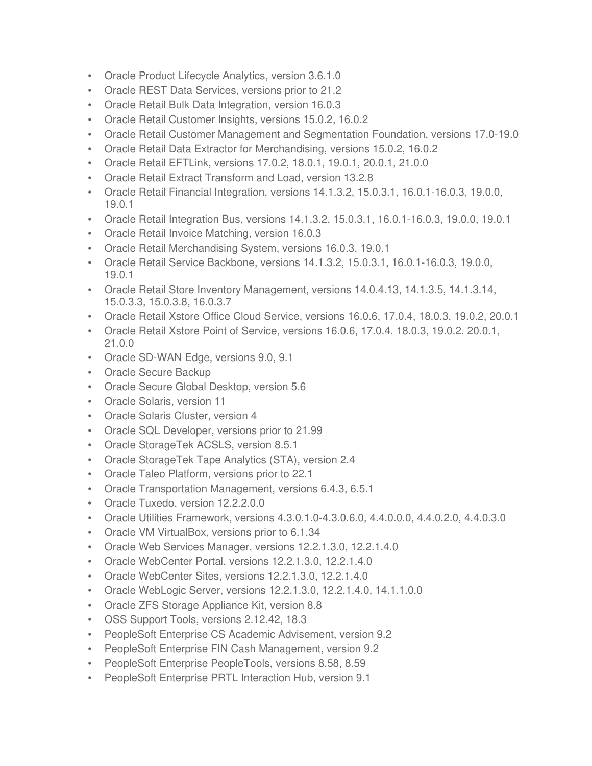- Oracle Product Lifecycle Analytics, version 3.6.1.0
- Oracle REST Data Services, versions prior to 21.2
- Oracle Retail Bulk Data Integration, version 16.0.3
- Oracle Retail Customer Insights, versions 15.0.2, 16.0.2
- Oracle Retail Customer Management and Segmentation Foundation, versions 17.0-19.0
- Oracle Retail Data Extractor for Merchandising, versions 15.0.2, 16.0.2
- Oracle Retail EFTLink, versions 17.0.2, 18.0.1, 19.0.1, 20.0.1, 21.0.0
- Oracle Retail Extract Transform and Load, version 13.2.8
- Oracle Retail Financial Integration, versions 14.1.3.2, 15.0.3.1, 16.0.1-16.0.3, 19.0.0, 19.0.1
- Oracle Retail Integration Bus, versions 14.1.3.2, 15.0.3.1, 16.0.1-16.0.3, 19.0.0, 19.0.1
- Oracle Retail Invoice Matching, version 16.0.3
- Oracle Retail Merchandising System, versions 16.0.3, 19.0.1
- Oracle Retail Service Backbone, versions 14.1.3.2, 15.0.3.1, 16.0.1-16.0.3, 19.0.0, 19.0.1
- Oracle Retail Store Inventory Management, versions 14.0.4.13, 14.1.3.5, 14.1.3.14, 15.0.3.3, 15.0.3.8, 16.0.3.7
- Oracle Retail Xstore Office Cloud Service, versions 16.0.6, 17.0.4, 18.0.3, 19.0.2, 20.0.1
- Oracle Retail Xstore Point of Service, versions 16.0.6, 17.0.4, 18.0.3, 19.0.2, 20.0.1, 21.0.0
- Oracle SD-WAN Edge, versions 9.0, 9.1
- Oracle Secure Backup
- Oracle Secure Global Desktop, version 5.6
- Oracle Solaris, version 11
- Oracle Solaris Cluster, version 4
- Oracle SQL Developer, versions prior to 21.99
- Oracle StorageTek ACSLS, version 8.5.1
- Oracle StorageTek Tape Analytics (STA), version 2.4
- Oracle Taleo Platform, versions prior to 22.1
- Oracle Transportation Management, versions 6.4.3, 6.5.1
- Oracle Tuxedo, version 12.2.2.0.0
- Oracle Utilities Framework, versions 4.3.0.1.0-4.3.0.6.0, 4.4.0.0.0, 4.4.0.2.0, 4.4.0.3.0
- Oracle VM VirtualBox, versions prior to 6.1.34
- Oracle Web Services Manager, versions 12.2.1.3.0, 12.2.1.4.0
- Oracle WebCenter Portal, versions 12.2.1.3.0, 12.2.1.4.0
- Oracle WebCenter Sites, versions 12.2.1.3.0, 12.2.1.4.0
- Oracle WebLogic Server, versions 12.2.1.3.0, 12.2.1.4.0, 14.1.1.0.0
- Oracle ZFS Storage Appliance Kit, version 8.8
- OSS Support Tools, versions 2.12.42, 18.3
- PeopleSoft Enterprise CS Academic Advisement, version 9.2
- PeopleSoft Enterprise FIN Cash Management, version 9.2
- PeopleSoft Enterprise PeopleTools, versions 8.58, 8.59
- PeopleSoft Enterprise PRTL Interaction Hub, version 9.1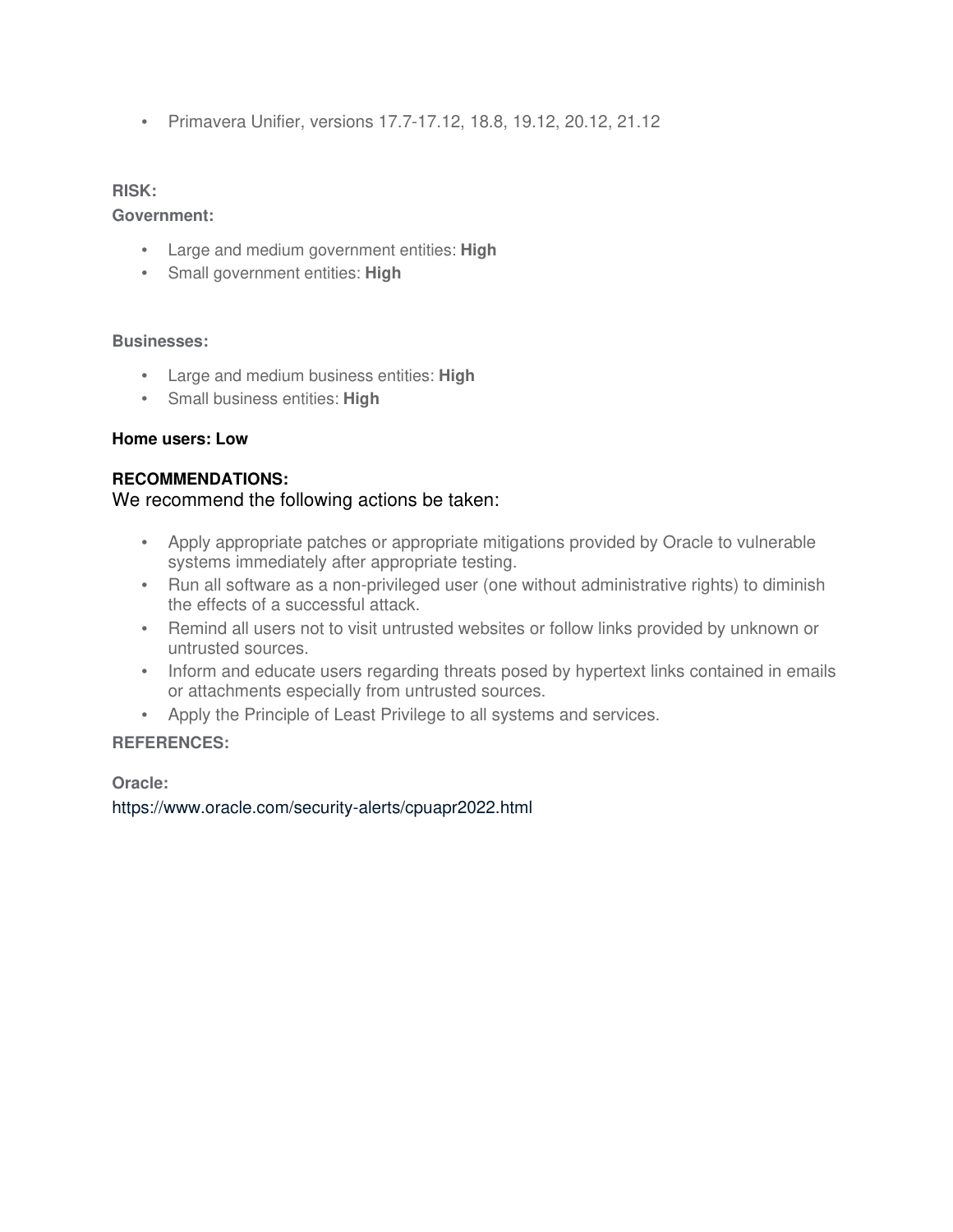- Primavera Unifier, versions 17.7-17.12, 18.8, 19.12, 20.12, 21.12

**RISK:**

**Government:**

- Large and medium government entities: **High**
- Small government entities: **High**

**Businesses:**

- Large and medium business entities: **High**
- Small business entities: **High**

**Home users: Low**

**RECOMMENDATIONS:**

We recommend the following actions be taken:

- Apply appropriate patches or appropriate mitigations provided by Oracle to vulnerable systems immediately after appropriate testing.
- Run all software as a non-privileged user (one without administrative rights) to diminish the effects of a successful attack.
- Remind all users not to visit untrusted websites or follow links provided by unknown or untrusted sources.
- Inform and educate users regarding threats posed by hypertext links contained in emails or attachments especially from untrusted sources.
- Apply the Principle of Least Privilege to all systems and services.

**REFERENCES:**

**Oracle:**

https://www.oracle.com/security-alerts/cpuapr2022.html